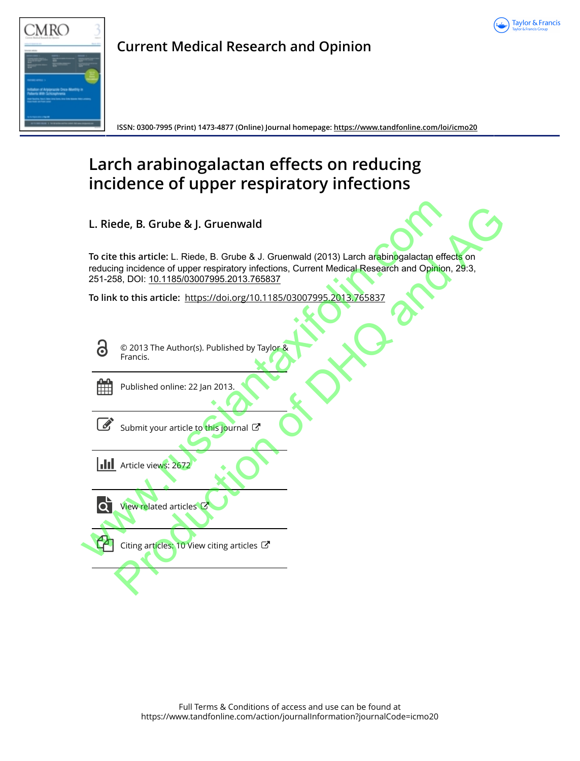Current Medical Research and Opinion

ISSN: 0300-7995 (Print) 1473-4877 (Online) Journal homepage: https://www.tandfonline.com/loi/icmo20

# Larch arabinogalactan effects on reducing incidence of upper respiratory infections

**L. Riede, B. Grube & J. Gruenwald**

**To cite this article:** L. Riede, B. Grube & J. Gruenwald (2013) Larch arabinogalactan effects on reducing incidence of upper respiratory infections, Current Medical Research and Opinion, 29:3, 251-258, DOI: 10.1185/03007995.2013.765837

**To link to this article:** https://doi.org/10.1185/03007995.2013.765837

© 2013 The Author(s). Published by Taylor & Francis.

Published online: 22 Jan 2013.

Submit your article to this journal

Article views: 2672

View related articles

Citing articles: 10 View citing articles

Full Terms & Conditions of access and use can be found at https://www.tandfonline.com/action/journalInformation?journalCode=icmo20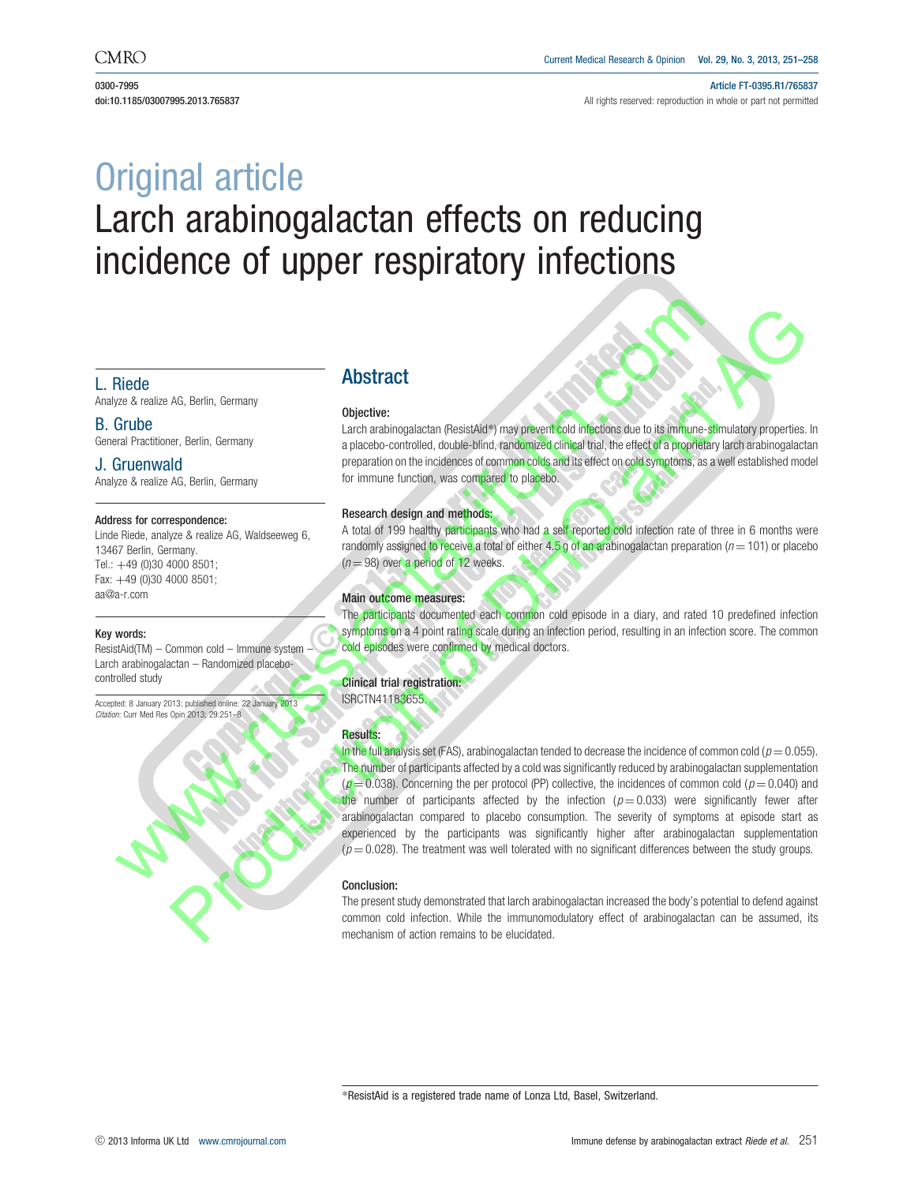# Original article

# Larch arabinogalactan effects on reducing incidence of upper respiratory infections

**L. Riede**
Analyze & realize AG, Berlin, Germany

**B. Grube**
General Practitioner, Berlin, Germany

**J. Gruenwald**
Analyze & realize AG, Berlin, Germany

**Address for correspondence:**
Linde Riede, analyze & realize AG, Waldseeweg 6, 13467 Berlin, Germany.
Tel.: +49 (0)30 4000 8501;
Fax: +49 (0)30 4000 8501;
aa@a-r.com

**Key words:**
ResistAid(TM) – Common cold – Immune system – Larch arabinogalactan – Randomized placebo-controlled study

Accepted: 8 January 2013; published online: 22 January 2013
*Citation:* Curr Med Res Opin 2013; 29:251–8

## Abstract

### Objective:

Larch arabinogalactan (ResistAid*) may prevent cold infections due to its immune-stimulatory properties. In a placebo-controlled, double-blind, randomized clinical trial, the effect of a proprietary larch arabinogalactan preparation on the incidences of common colds and its effect on cold symptoms, as a well established model for immune function, was compared to placebo.

### Research design and methods:

A total of 199 healthy participants who had a self reported cold infection rate of three in 6 months were randomly assigned to receive a total of either 4.5 g of an arabinogalactan preparation ($n = 101$) or placebo ($n = 98$) over a period of 12 weeks.

### Main outcome measures:

The participants documented each common cold episode in a diary, and rated 10 predefined infection symptoms on a 4 point rating scale during an infection period, resulting in an infection score. The common cold episodes were confirmed by medical doctors.

### Clinical trial registration:

ISRCTN41183655.

### Results:

In the full analysis set (FAS), arabinogalactan tended to decrease the incidence of common cold ($p = 0.055$). The number of participants affected by a cold was significantly reduced by arabinogalactan supplementation ($p = 0.038$). Concerning the per protocol (PP) collective, the incidences of common cold ($p = 0.040$) and the number of participants affected by the infection ($p = 0.033$) were significantly fewer after arabinogalactan compared to placebo consumption. The severity of symptoms at episode start as experienced by the participants was significantly higher after arabinogalactan supplementation ($p = 0.028$). The treatment was well tolerated with no significant differences between the study groups.

### Conclusion:

The present study demonstrated that larch arabinogalactan increased the body's potential to defend against common cold infection. While the immunomodulatory effect of arabinogalactan can be assumed, its mechanism of action remains to be elucidated.

*ResistAid is a registered trade name of Lonza Ltd, Basel, Switzerland.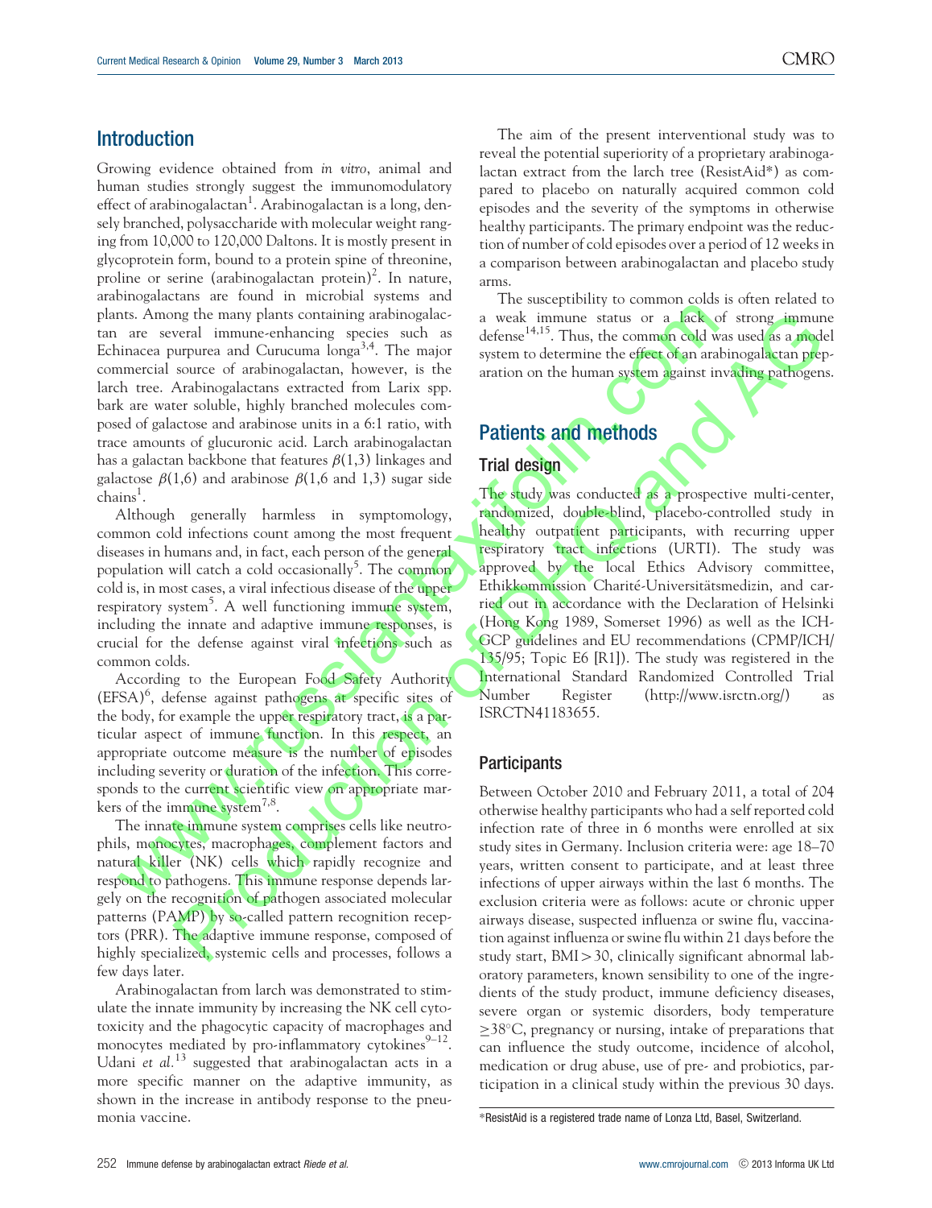## Introduction

Growing evidence obtained from *in vitro*, animal and human studies strongly suggest the immunomodulatory effect of arabinogalactan[1]. Arabinogalactan is a long, densely branched, polysaccharide with molecular weight ranging from 10,000 to 120,000 Daltons. It is mostly present in glycoprotein form, bound to a protein spine of threonine, proline or serine (arabinogalactan protein)[2]. In nature, arabinogalactans are found in microbial systems and plants. Among the many plants containing arabinogalactan are several immune-enhancing species such as Echinacea purpurea and Curucuma longa[3,4]. The major commercial source of arabinogalactan, however, is the larch tree. Arabinogalactans extracted from Larix spp. bark are water soluble, highly branched molecules composed of galactose and arabinose units in a 6:1 ratio, with trace amounts of glucuronic acid. Larch arabinogalactan has a galactan backbone that features $\beta$(1,3) linkages and galactose $\beta$(1,6) and arabinose $\beta$(1,6 and 1,3) sugar side chains[1].

Although generally harmless in symptomology, common cold infections count among the most frequent diseases in humans and, in fact, each person of the general population will catch a cold occasionally[5]. The common cold is, in most cases, a viral infectious disease of the upper respiratory system[5]. A well functioning immune system, including the innate and adaptive immune responses, is crucial for the defense against viral infections such as common colds.

According to the European Food Safety Authority (EFSA)[6], defense against pathogens at specific sites of the body, for example the upper respiratory tract, is a particular aspect of immune function. In this respect, an appropriate outcome measure is the number of episodes including severity or duration of the infection. This corresponds to the current scientific view on appropriate markers of the immune system[7,8].

The innate immune system comprises cells like neutrophils, monocytes, macrophages, complement factors and natural killer (NK) cells which rapidly recognize and respond to pathogens. This immune response depends largely on the recognition of pathogen associated molecular patterns (PAMP) by so-called pattern recognition receptors (PRR). The adaptive immune response, composed of highly specialized, systemic cells and processes, follows a few days later.

Arabinogalactan from larch was demonstrated to stimulate the innate immunity by increasing the NK cell cytotoxicity and the phagocytic capacity of macrophages and monocytes mediated by pro-inflammatory cytokines[9–12]. Udani *et al.*[13] suggested that arabinogalactan acts in a more specific manner on the adaptive immunity, as shown in the increase in antibody response to the pneumonia vaccine.

The aim of the present interventional study was to reveal the potential superiority of a proprietary arabinogalactan extract from the larch tree (ResistAid*) as compared to placebo on naturally acquired common cold episodes and the severity of the symptoms in otherwise healthy participants. The primary endpoint was the reduction of number of cold episodes over a period of 12 weeks in a comparison between arabinogalactan and placebo study arms.

The susceptibility to common colds is often related to a weak immune status or a lack of strong immune defense[14,15]. Thus, the common cold was used as a model system to determine the effect of an arabinogalactan preparation on the human system against invading pathogens.

## Patients and methods

### Trial design

The study was conducted as a prospective multi-center, randomized, double-blind, placebo-controlled study in healthy outpatient participants, with recurring upper respiratory tract infections (URTI). The study was approved by the local Ethics Advisory committee, Ethikkommission Charité-Universitätsmedizin, and carried out in accordance with the Declaration of Helsinki (Hong Kong 1989, Somerset 1996) as well as the ICH-GCP guidelines and EU recommendations (CPMP/ICH/135/95; Topic E6 [R1]). The study was registered in the International Standard Randomized Controlled Trial Number Register (http://www.isrctn.org/) as ISRCTN41183655.

### Participants

Between October 2010 and February 2011, a total of 204 otherwise healthy participants who had a self reported cold infection rate of three in 6 months were enrolled at six study sites in Germany. Inclusion criteria were: age 18–70 years, written consent to participate, and at least three infections of upper airways within the last 6 months. The exclusion criteria were as follows: acute or chronic upper airways disease, suspected influenza or swine flu, vaccination against influenza or swine flu within 21 days before the study start, BMI > 30, clinically significant abnormal laboratory parameters, known sensibility to one of the ingredients of the study product, immune deficiency diseases, severe organ or systemic disorders, body temperature $\geq$38°C, pregnancy or nursing, intake of preparations that can influence the study outcome, incidence of alcohol, medication or drug abuse, use of pre- and probiotics, participation in a clinical study within the previous 30 days.

*ResistAid is a registered trade name of Lonza Ltd, Basel, Switzerland.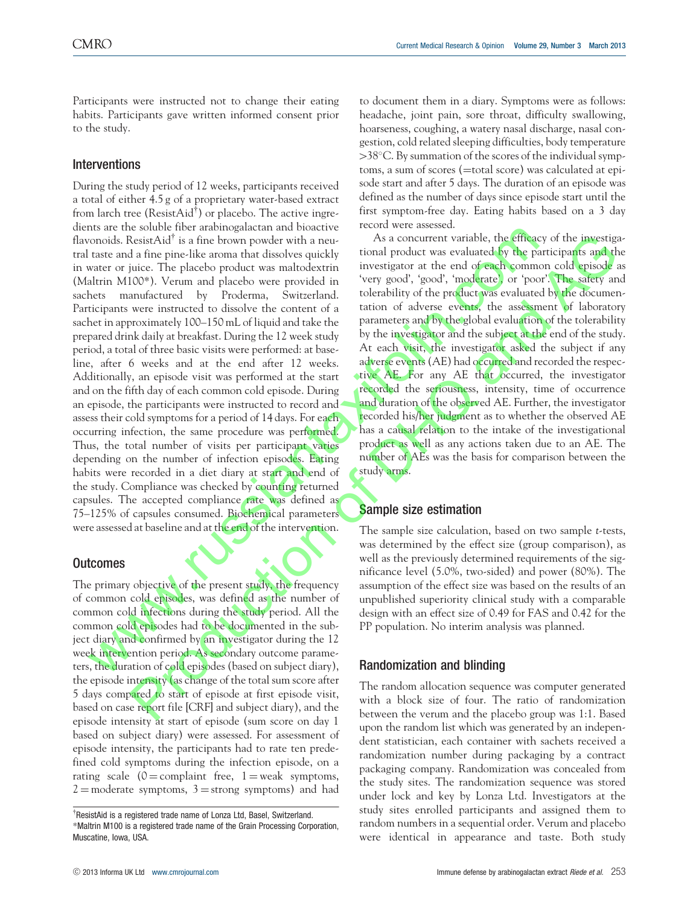Participants were instructed not to change their eating habits. Participants gave written informed consent prior to the study.

## Interventions

During the study period of 12 weeks, participants received a total of either 4.5 g of a proprietary water-based extract from larch tree (ResistAid†) or placebo. The active ingredients are the soluble fiber arabinogalactan and bioactive flavonoids. ResistAid† is a fine brown powder with a neutral taste and a fine pine-like aroma that dissolves quickly in water or juice. The placebo product was maltodextrin (Maltrin M100*). Verum and placebo were provided in sachets manufactured by Proderma, Switzerland. Participants were instructed to dissolve the content of a sachet in approximately 100–150 mL of liquid and take the prepared drink daily at breakfast. During the 12 week study period, a total of three basic visits were performed: at baseline, after 6 weeks and at the end after 12 weeks. Additionally, an episode visit was performed at the start and on the fifth day of each common cold episode. During an episode, the participants were instructed to record and assess their cold symptoms for a period of 14 days. For each occurring infection, the same procedure was performed. Thus, the total number of visits per participant varies depending on the number of infection episodes. Eating habits were recorded in a diet diary at start and end of the study. Compliance was checked by counting returned capsules. The accepted compliance rate was defined as 75–125% of capsules consumed. Biochemical parameters were assessed at baseline and at the end of the intervention.

## Outcomes

The primary objective of the present study, the frequency of common cold episodes, was defined as the number of common cold infections during the study period. All the common cold episodes had to be documented in the subject diary and confirmed by an investigator during the 12 week intervention period. As secondary outcome parameters, the duration of cold episodes (based on subject diary), the episode intensity (as change of the total sum score after 5 days compared to start of episode at first episode visit, based on case report file [CRF] and subject diary), and the episode intensity at start of episode (sum score on day 1 based on subject diary) were assessed. For assessment of episode intensity, the participants had to rate ten predefined cold symptoms during the infection episode, on a rating scale (0 = complaint free, 1 = weak symptoms, 2 = moderate symptoms, 3 = strong symptoms) and had to document them in a diary. Symptoms were as follows: headache, joint pain, sore throat, difficulty swallowing, hoarseness, coughing, a watery nasal discharge, nasal congestion, cold related sleeping difficulties, body temperature >38°C. By summation of the scores of the individual symptoms, a sum of scores (=total score) was calculated at episode start and after 5 days. The duration of an episode was defined as the number of days since episode start until the first symptom-free day. Eating habits based on a 3 day record were assessed.

As a concurrent variable, the efficacy of the investigational product was evaluated by the participants and the investigator at the end of each common cold episode as 'very good', 'good', 'moderate', or 'poor'. The safety and tolerability of the product was evaluated by the documentation of adverse events, the assessment of laboratory parameters and by the global evaluation of the tolerability by the investigator and the subject at the end of the study. At each visit, the investigator asked the subject if any adverse events (AE) had occurred and recorded the respective AE. For any AE that occurred, the investigator recorded the seriousness, intensity, time of occurrence and duration of the observed AE. Further, the investigator recorded his/her judgment as to whether the observed AE has a causal relation to the intake of the investigational product as well as any actions taken due to an AE. The number of AEs was the basis for comparison between the study arms.

## Sample size estimation

The sample size calculation, based on two sample *t*-tests, was determined by the effect size (group comparison), as well as the previously determined requirements of the significance level (5.0%, two-sided) and power (80%). The assumption of the effect size was based on the results of an unpublished superiority clinical study with a comparable design with an effect size of 0.49 for FAS and 0.42 for the PP population. No interim analysis was planned.

## Randomization and blinding

The random allocation sequence was computer generated with a block size of four. The ratio of randomization between the verum and the placebo group was 1:1. Based upon the random list which was generated by an independent statistician, each container with sachets received a randomization number during packaging by a contract packaging company. Randomization was concealed from the study sites. The randomization sequence was stored under lock and key by Lonza Ltd. Investigators at the study sites enrolled participants and assigned them to random numbers in a sequential order. Verum and placebo were identical in appearance and taste. Both study

†ResistAid is a registered trade name of Lonza Ltd, Basel, Switzerland.
*Maltrin M100 is a registered trade name of the Grain Processing Corporation, Muscatine, Iowa, USA.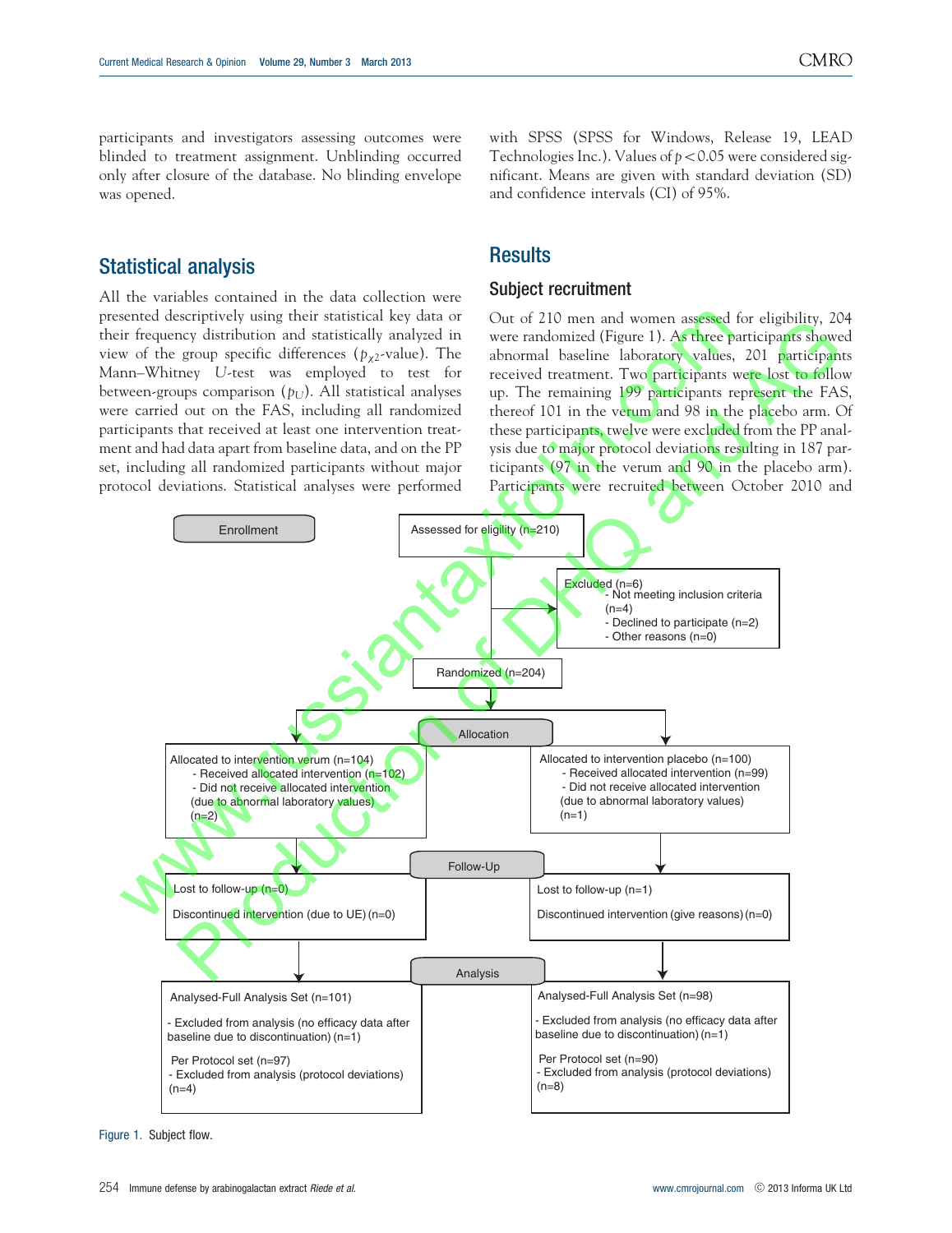participants and investigators assessing outcomes were blinded to treatment assignment. Unblinding occurred only after closure of the database. No blinding envelope was opened.

## Statistical analysis

All the variables contained in the data collection were presented descriptively using their statistical key data or their frequency distribution and statistically analyzed in view of the group specific differences ($p_{\chi 2}$-value). The Mann–Whitney U-test was employed to test for between-groups comparison ($p_U$). All statistical analyses were carried out on the FAS, including all randomized participants that received at least one intervention treatment and had data apart from baseline data, and on the PP set, including all randomized participants without major protocol deviations. Statistical analyses were performed with SPSS (SPSS for Windows, Release 19, LEAD Technologies Inc.). Values of $p < 0.05$ were considered significant. Means are given with standard deviation (SD) and confidence intervals (CI) of 95%.

## Results

### Subject recruitment

Out of 210 men and women assessed for eligibility, 204 were randomized (Figure 1). As three participants showed abnormal baseline laboratory values, 201 participants received treatment. Two participants were lost to follow up. The remaining 199 participants represent the FAS, thereof 101 in the verum and 98 in the placebo arm. Of these participants, twelve were excluded from the PP analysis due to major protocol deviations resulting in 187 participants (97 in the verum and 90 in the placebo arm). Participants were recruited between October 2010 and

Enrollment

Assessed for eligility (n=210)

Excluded (n=6)
- Not meeting inclusion criteria (n=4)
- Declined to participate (n=2)
- Other reasons (n=0)

Randomized (n=204)

Allocation

Allocated to intervention verum (n=104)
- Received allocated intervention (n=102)
- Did not receive allocated intervention (due to abnormal laboratory values) (n=2)

Allocated to intervention placebo (n=100)
- Received allocated intervention (n=99)
- Did not receive allocated intervention (due to abnormal laboratory values) (n=1)

Follow-Up

Lost to follow-up (n=0)
Discontinued intervention (due to UE) (n=0)

Lost to follow-up (n=1)
Discontinued intervention (give reasons) (n=0)

Analysis

Analysed-Full Analysis Set (n=101)
- Excluded from analysis (no efficacy data after baseline due to discontinuation) (n=1)
Per Protocol set (n=97)
- Excluded from analysis (protocol deviations) (n=4)

Analysed-Full Analysis Set (n=98)
- Excluded from analysis (no efficacy data after baseline due to discontinuation) (n=1)
Per Protocol set (n=90)
- Excluded from analysis (protocol deviations) (n=8)

Figure 1. Subject flow.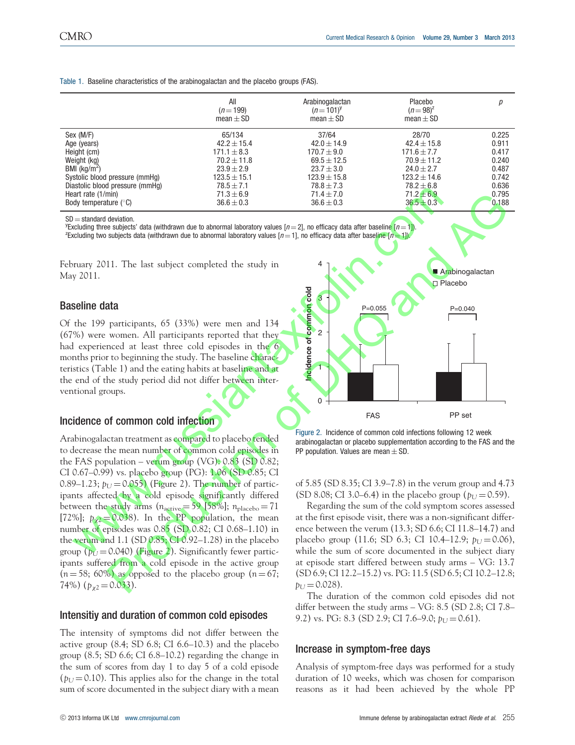Table 1. Baseline characteristics of the arabinogalactan and the placebo groups (FAS).

| | All ($n=199$) mean ± SD | Arabinogalactan ($n=101$)[y] mean ± SD | Placebo ($n=98$)[z] mean ± SD | $p$ |
|---|---|---|---|---|
| Sex (M/F) | 65/134 | 37/64 | 28/70 | 0.225 |
| Age (years) | 42.2 ± 15.4 | 42.0 ± 14.9 | 42.4 ± 15.8 | 0.911 |
| Height (cm) | 171.1 ± 8.3 | 170.7 ± 9.0 | 171.6 ± 7.7 | 0.417 |
| Weight (kg) | 70.2 ± 11.8 | 69.5 ± 12.5 | 70.9 ± 11.2 | 0.240 |
| BMI (kg/m$^2$) | 23.9 ± 2.9 | 23.7 ± 3.0 | 24.0 ± 2.7 | 0.487 |
| Systolic blood pressure (mmHg) | 123.5 ± 15.1 | 123.9 ± 15.8 | 123.2 ± 14.6 | 0.742 |
| Diastolic blood pressure (mmHg) | 78.5 ± 7.1 | 78.8 ± 7.3 | 78.2 ± 6.8 | 0.636 |
| Heart rate (1/min) | 71.3 ± 6.9 | 71.4 ± 7.0 | 71.2 ± 6.9 | 0.795 |
| Body temperature (°C) | 36.6 ± 0.3 | 36.6 ± 0.3 | 36.5 ± 0.3 | 0.188 |

SD = standard deviation.
[y]Excluding three subjects' data (withdrawn due to abnormal laboratory values [$n=2$], no efficacy data after baseline [$n=1$]).
[z]Excluding two subjects data (withdrawn due to abnormal laboratory values [$n=1$], no efficacy data after baseline [$n=1$]).

February 2011. The last subject completed the study in May 2011.

## Baseline data

Of the 199 participants, 65 (33%) were men and 134 (67%) were women. All participants reported that they had experienced at least three cold episodes in the 6 months prior to beginning the study. The baseline characteristics (Table 1) and the eating habits at baseline and at the end of the study period did not differ between interventional groups.

## Incidence of common cold infection

Arabinogalactan treatment as compared to placebo tended to decrease the mean number of common cold episodes in the FAS population – verum group (VG): 0.83 (SD 0.82; CI 0.67–0.99) vs. placebo group (PG): 1.06 (SD 0.85; CI 0.89–1.23; $p_U=0.055$) (Figure 2). The number of participants affected by a cold episode significantly differed between the study arms ($n_{active}=59$ [58%]; $n_{placebo}=71$ [72%]; $p_{\chi 2}=0.038$). In the PP population, the mean number of episodes was 0.85 (SD 0.82; CI 0.68–1.10) in the verum and 1.1 (SD 0.85; CI 0.92–1.28) in the placebo group ($p_U=0.040$) (Figure 2). Significantly fewer participants suffered from a cold episode in the active group ($n=58$; 60%) as opposed to the placebo group ($n=67$; 74%) ($p_{\chi 2}=0.033$).

Figure 2. Incidence of common cold infections following 12 week arabinogalactan or placebo supplementation according to the FAS and the PP population. Values are mean ± SD.

## Intensitiy and duration of common cold episodes

The intensity of symptoms did not differ between the active group (8.4; SD 6.8; CI 6.6–10.3) and the placebo group (8.5; SD 6.6; CI 6.8–10.2) regarding the change in the sum of scores from day 1 to day 5 of a cold episode ($p_U=0.10$). This applies also for the change in the total sum of score documented in the subject diary with a mean of 5.85 (SD 8.35; CI 3.9–7.8) in the verum group and 4.73 (SD 8.08; CI 3.0–6.4) in the placebo group ($p_U=0.59$).

Regarding the sum of the cold symptom scores assessed at the first episode visit, there was a non-significant difference between the verum (13.3; SD 6.6; CI 11.8–14.7) and placebo group (11.6; SD 6.3; CI 10.4–12.9; $p_U=0.06$), while the sum of score documented in the subject diary at episode start differed between study arms – VG: 13.7 (SD 6.9; CI 12.2–15.2) vs. PG: 11.5 (SD 6.5; CI 10.2–12.8; $p_U=0.028$).

The duration of the common cold episodes did not differ between the study arms – VG: 8.5 (SD 2.8; CI 7.8–9.2) vs. PG: 8.3 (SD 2.9; CI 7.6–9.0; $p_U=0.61$).

## Increase in symptom-free days

Analysis of symptom-free days was performed for a study duration of 10 weeks, which was chosen for comparison reasons as it had been achieved by the whole PP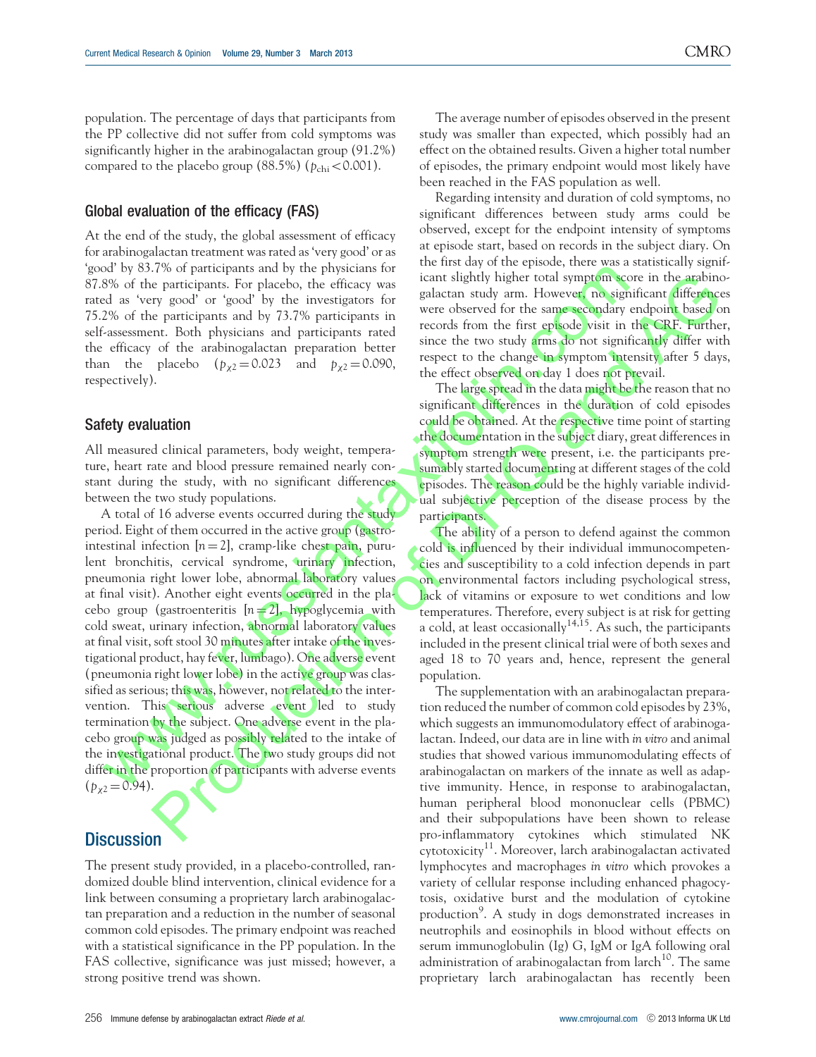population. The percentage of days that participants from the PP collective did not suffer from cold symptoms was significantly higher in the arabinogalactan group (91.2%) compared to the placebo group (88.5%) ($p_{\text{chi}} < 0.001$).

## Global evaluation of the efficacy (FAS)

At the end of the study, the global assessment of efficacy for arabinogalactan treatment was rated as 'very good' or as 'good' by 83.7% of participants and by the physicians for 87.8% of the participants. For placebo, the efficacy was rated as 'very good' or 'good' by the investigators for 75.2% of the participants and by 73.7% participants in self-assessment. Both physicians and participants rated the efficacy of the arabinogalactan preparation better than the placebo ($p_{\chi 2} = 0.023$ and $p_{\chi 2} = 0.090$, respectively).

## Safety evaluation

All measured clinical parameters, body weight, temperature, heart rate and blood pressure remained nearly constant during the study, with no significant differences between the two study populations.

A total of 16 adverse events occurred during the study period. Eight of them occurred in the active group (gastrointestinal infection [n = 2], cramp-like chest pain, purulent bronchitis, cervical syndrome, urinary infection, pneumonia right lower lobe, abnormal laboratory values at final visit). Another eight events occurred in the placebo group (gastroenteritis [n = 2], hypoglycemia with cold sweat, urinary infection, abnormal laboratory values at final visit, soft stool 30 minutes after intake of the investigational product, hay fever, lumbago). One adverse event (pneumonia right lower lobe) in the active group was classified as serious; this was, however, not related to the intervention. This serious adverse event led to study termination by the subject. One adverse event in the placebo group was judged as possibly related to the intake of the investigational product. The two study groups did not differ in the proportion of participants with adverse events ($p_{\chi 2} = 0.94$).

# Discussion

The present study provided, in a placebo-controlled, randomized double blind intervention, clinical evidence for a link between consuming a proprietary larch arabinogalactan preparation and a reduction in the number of seasonal common cold episodes. The primary endpoint was reached with a statistical significance in the PP population. In the FAS collective, significance was just missed; however, a strong positive trend was shown.

The average number of episodes observed in the present study was smaller than expected, which possibly had an effect on the obtained results. Given a higher total number of episodes, the primary endpoint would most likely have been reached in the FAS population as well.

Regarding intensity and duration of cold symptoms, no significant differences between study arms could be observed, except for the endpoint intensity of symptoms at episode start, based on records in the subject diary. On the first day of the episode, there was a statistically significant slightly higher total symptom score in the arabinogalactan study arm. However, no significant differences were observed for the same secondary endpoint based on records from the first episode visit in the CRF. Further, since the two study arms do not significantly differ with respect to the change in symptom intensity after 5 days, the effect observed on day 1 does not prevail.

The large spread in the data might be the reason that no significant differences in the duration of cold episodes could be obtained. At the respective time point of starting the documentation in the subject diary, great differences in symptom strength were present, i.e. the participants presumably started documenting at different stages of the cold episodes. The reason could be the highly variable individual subjective perception of the disease process by the participants.

The ability of a person to defend against the common cold is influenced by their individual immunocompetencies and susceptibility to a cold infection depends in part on environmental factors including psychological stress, lack of vitamins or exposure to wet conditions and low temperatures. Therefore, every subject is at risk for getting a cold, at least occasionally[14,15]. As such, the participants included in the present clinical trial were of both sexes and aged 18 to 70 years and, hence, represent the general population.

The supplementation with an arabinogalactan preparation reduced the number of common cold episodes by 23%, which suggests an immunomodulatory effect of arabinogalactan. Indeed, our data are in line with *in vitro* and animal studies that showed various immunomodulating effects of arabinogalactan on markers of the innate as well as adaptive immunity. Hence, in response to arabinogalactan, human peripheral blood mononuclear cells (PBMC) and their subpopulations have been shown to release pro-inflammatory cytokines which stimulated NK cytotoxicity[11]. Moreover, larch arabinogalactan activated lymphocytes and macrophages *in vitro* which provokes a variety of cellular response including enhanced phagocytosis, oxidative burst and the modulation of cytokine production[9]. A study in dogs demonstrated increases in neutrophils and eosinophils in blood without effects on serum immunoglobulin (Ig) G, IgM or IgA following oral administration of arabinogalactan from larch[10]. The same proprietary larch arabinogalactan has recently been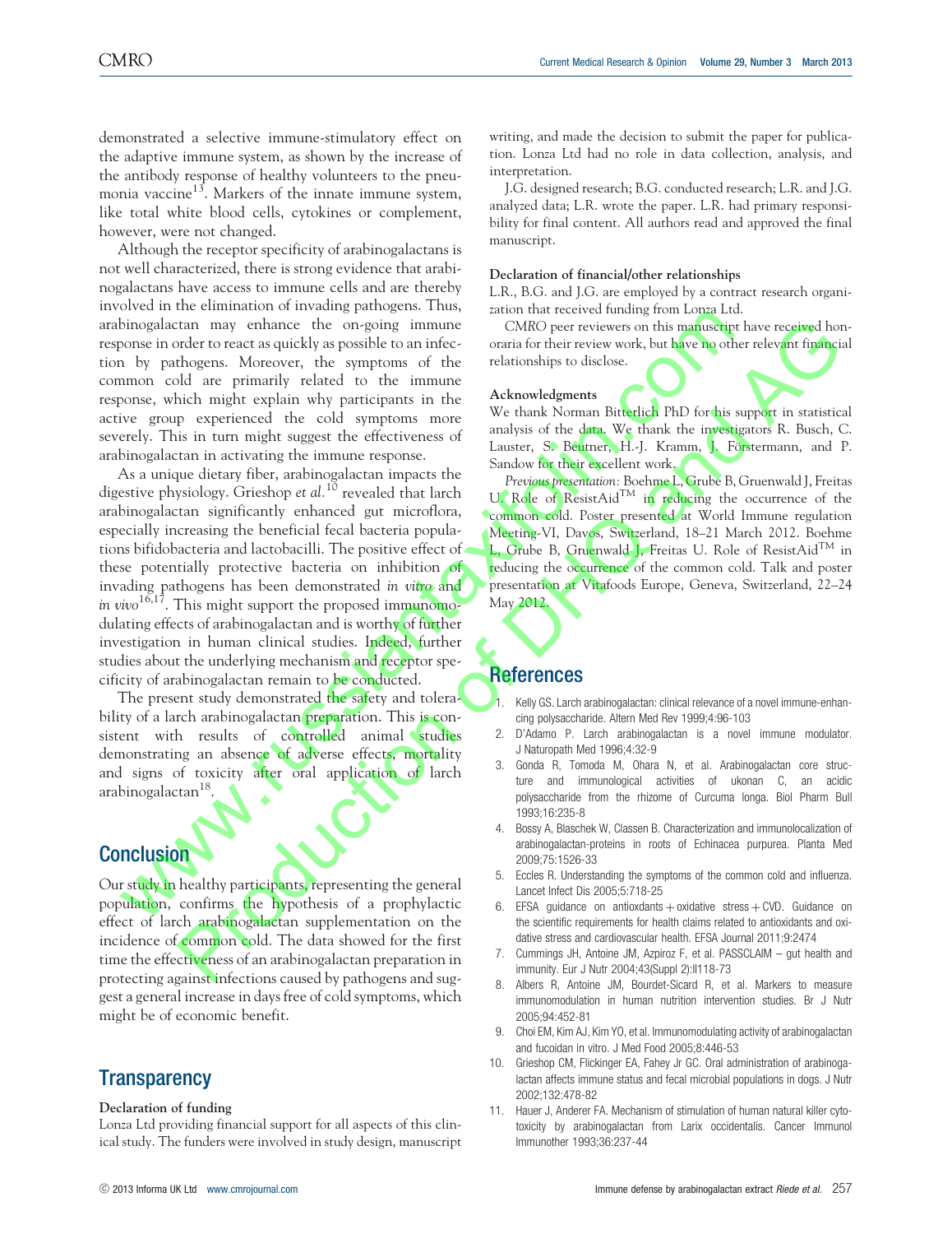demonstrated a selective immune-stimulatory effect on the adaptive immune system, as shown by the increase of the antibody response of healthy volunteers to the pneumonia vaccine[13]. Markers of the innate immune system, like total white blood cells, cytokines or complement, however, were not changed.

Although the receptor specificity of arabinogalactans is not well characterized, there is strong evidence that arabinogalactans have access to immune cells and are thereby involved in the elimination of invading pathogens. Thus, arabinogalactan may enhance the on-going immune response in order to react as quickly as possible to an infection by pathogens. Moreover, the symptoms of the common cold are primarily related to the immune response, which might explain why participants in the active group experienced the cold symptoms more severely. This in turn might suggest the effectiveness of arabinogalactan in activating the immune response.

As a unique dietary fiber, arabinogalactan impacts the digestive physiology. Grieshop *et al.*[10] revealed that larch arabinogalactan significantly enhanced gut microflora, especially increasing the beneficial fecal bacteria populations bifidobacteria and lactobacilli. The positive effect of these potentially protective bacteria on inhibition of invading pathogens has been demonstrated *in vitro* and *in vivo*[16,17]. This might support the proposed immunomodulating effects of arabinogalactan and is worthy of further investigation in human clinical studies. Indeed, further studies about the underlying mechanism and receptor specificity of arabinogalactan remain to be conducted.

The present study demonstrated the safety and tolerability of a larch arabinogalactan preparation. This is consistent with results of controlled animal studies demonstrating an absence of adverse effects, mortality and signs of toxicity after oral application of larch arabinogalactan[18].

## Conclusion

Our study in healthy participants, representing the general population, confirms the hypothesis of a prophylactic effect of larch arabinogalactan supplementation on the incidence of common cold. The data showed for the first time the effectiveness of an arabinogalactan preparation in protecting against infections caused by pathogens and suggest a general increase in days free of cold symptoms, which might be of economic benefit.

## Transparency

### Declaration of funding

Lonza Ltd providing financial support for all aspects of this clinical study. The funders were involved in study design, manuscript writing, and made the decision to submit the paper for publication. Lonza Ltd had no role in data collection, analysis, and interpretation.

J.G. designed research; B.G. conducted research; L.R. and J.G. analyzed data; L.R. wrote the paper. L.R. had primary responsibility for final content. All authors read and approved the final manuscript.

### Declaration of financial/other relationships

L.R., B.G. and J.G. are employed by a contract research organization that received funding from Lonza Ltd.

*CMRO* peer reviewers on this manuscript have received honoraria for their review work, but have no other relevant financial relationships to disclose.

### Acknowledgments

We thank Norman Bitterlich PhD for his support in statistical analysis of the data. We thank the investigators R. Busch, C. Lauster, S. Beutner, H.-J. Kramm, J. Förstermann, and P. Sandow for their excellent work.

*Previous presentation:* Boehme L, Grube B, Gruenwald J, Freitas U. Role of ResistAid™ in reducing the occurrence of the common cold. Poster presented at World Immune regulation Meeting-VI, Davos, Switzerland, 18–21 March 2012. Boehme L, Grube B, Gruenwald J, Freitas U. Role of ResistAid™ in reducing the occurrence of the common cold. Talk and poster presentation at Vitafoods Europe, Geneva, Switzerland, 22–24 May 2012.

## References

1. Kelly GS. Larch arabinogalactan: clinical relevance of a novel immune-enhancing polysaccharide. Altern Med Rev 1999;4:96-103
2. D'Adamo P. Larch arabinogalactan is a novel immune modulator. J Naturopath Med 1996;4:32-9
3. Gonda R, Tomoda M, Ohara N, et al. Arabinogalactan core structure and immunological activities of ukonan C, an acidic polysaccharide from the rhizome of Curcuma longa. Biol Pharm Bull 1993;16:235-8
4. Bossy A, Blaschek W, Classen B. Characterization and immunolocalization of arabinogalactan-proteins in roots of Echinacea purpurea. Planta Med 2009;75:1526-33
5. Eccles R. Understanding the symptoms of the common cold and influenza. Lancet Infect Dis 2005;5:718-25
6. EFSA guidance on antioxidants + oxidative stress + CVD. Guidance on the scientific requirements for health claims related to antioxidants and oxidative stress and cardiovascular health. EFSA Journal 2011;9:2474
7. Cummings JH, Antoine JM, Azpiroz F, et al. PASSCLAIM – gut health and immunity. Eur J Nutr 2004;43(Suppl 2):II118-73
8. Albers R, Antoine JM, Bourdet-Sicard R, et al. Markers to measure immunomodulation in human nutrition intervention studies. Br J Nutr 2005;94:452-81
9. Choi EM, Kim AJ, Kim YO, et al. Immunomodulating activity of arabinogalactan and fucoidan in vitro. J Med Food 2005;8:446-53
10. Grieshop CM, Flickinger EA, Fahey Jr GC. Oral administration of arabinogalactan affects immune status and fecal microbial populations in dogs. J Nutr 2002;132:478-82
11. Hauer J, Anderer FA. Mechanism of stimulation of human natural killer cytotoxicity by arabinogalactan from Larix occidentalis. Cancer Immunol Immunother 1993;36:237-44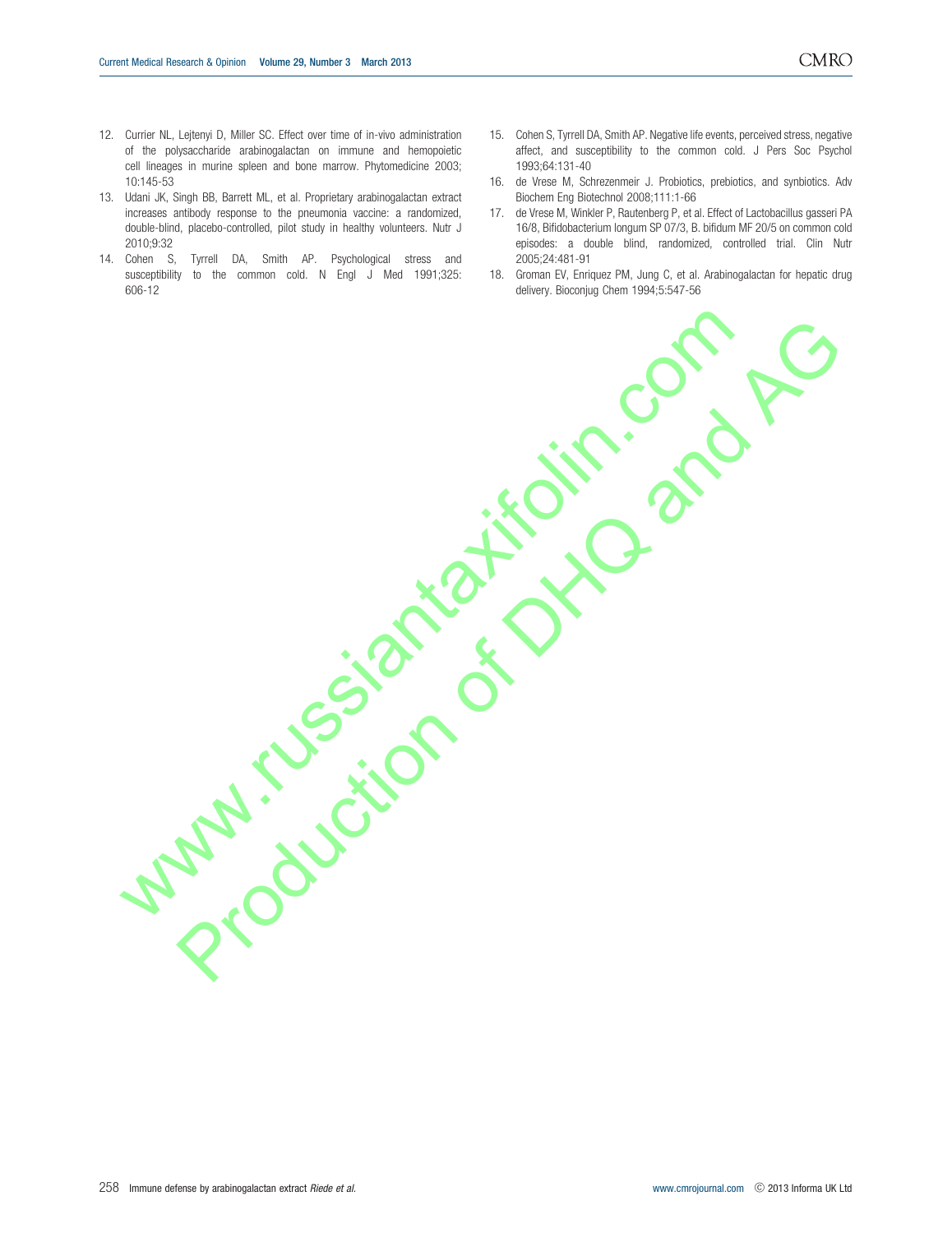12. Currier NL, Lejtenyi D, Miller SC. Effect over time of in-vivo administration of the polysaccharide arabinogalactan on immune and hemopoietic cell lineages in murine spleen and bone marrow. Phytomedicine 2003; 10:145-53
13. Udani JK, Singh BB, Barrett ML, et al. Proprietary arabinogalactan extract increases antibody response to the pneumonia vaccine: a randomized, double-blind, placebo-controlled, pilot study in healthy volunteers. Nutr J 2010;9:32
14. Cohen S, Tyrrell DA, Smith AP. Psychological stress and susceptibility to the common cold. N Engl J Med 1991;325: 606-12
15. Cohen S, Tyrrell DA, Smith AP. Negative life events, perceived stress, negative affect, and susceptibility to the common cold. J Pers Soc Psychol 1993;64:131-40
16. de Vrese M, Schrezenmeir J. Probiotics, prebiotics, and synbiotics. Adv Biochem Eng Biotechnol 2008;111:1-66
17. de Vrese M, Winkler P, Rautenberg P, et al. Effect of Lactobacillus gasseri PA 16/8, Bifidobacterium longum SP 07/3, B. bifidum MF 20/5 on common cold episodes: a double blind, randomized, controlled trial. Clin Nutr 2005;24:481-91
18. Groman EV, Enriquez PM, Jung C, et al. Arabinogalactan for hepatic drug delivery. Bioconjug Chem 1994;5:547-56

www.russiantaxifolin.com
Production of DHQ and AG